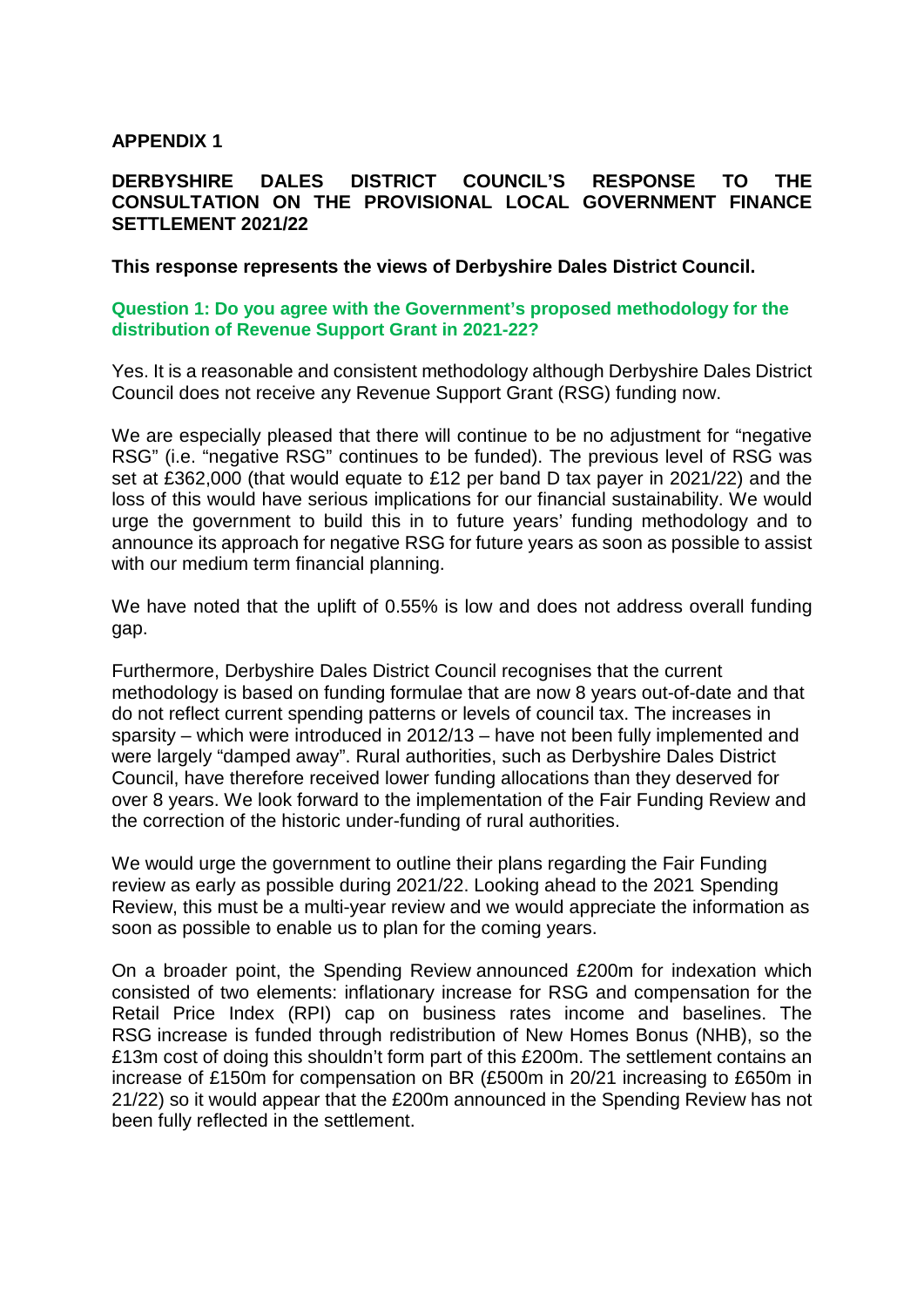**APPENDIX 1**

**DERBYSHIRE DALES DISTRICT COUNCIL'S RESPONSE TO THE CONSULTATION ON THE PROVISIONAL LOCAL GOVERNMENT FINANCE SETTLEMENT 2021/22**

**This response represents the views of Derbyshire Dales District Council.**

**Question 1: Do you agree with the Government's proposed methodology for the distribution of Revenue Support Grant in 2021-22?**

Yes. It is a reasonable and consistent methodology although Derbyshire Dales District Council does not receive any Revenue Support Grant (RSG) funding now.

We are especially pleased that there will continue to be no adjustment for "negative RSG" (i.e. "negative RSG" continues to be funded). The previous level of RSG was set at £362,000 (that would equate to £12 per band D tax payer in 2021/22) and the loss of this would have serious implications for our financial sustainability. We would urge the government to build this in to future years' funding methodology and to announce its approach for negative RSG for future years as soon as possible to assist with our medium term financial planning.

We have noted that the uplift of 0.55% is low and does not address overall funding gap.

Furthermore, Derbyshire Dales District Council recognises that the current methodology is based on funding formulae that are now 8 years out-of-date and that do not reflect current spending patterns or levels of council tax. The increases in sparsity – which were introduced in 2012/13 – have not been fully implemented and were largely "damped away". Rural authorities, such as Derbyshire Dales District Council, have therefore received lower funding allocations than they deserved for over 8 years. We look forward to the implementation of the Fair Funding Review and the correction of the historic under-funding of rural authorities.

We would urge the government to outline their plans regarding the Fair Funding review as early as possible during 2021/22. Looking ahead to the 2021 Spending Review, this must be a multi-year review and we would appreciate the information as soon as possible to enable us to plan for the coming years.

On a broader point, the Spending Review announced £200m for indexation which consisted of two elements: inflationary increase for RSG and compensation for the Retail Price Index (RPI) cap on business rates income and baselines. The RSG increase is funded through redistribution of New Homes Bonus (NHB), so the £13m cost of doing this shouldn't form part of this £200m. The settlement contains an increase of £150m for compensation on BR (£500m in 20/21 increasing to £650m in 21/22) so it would appear that the £200m announced in the Spending Review has not been fully reflected in the settlement.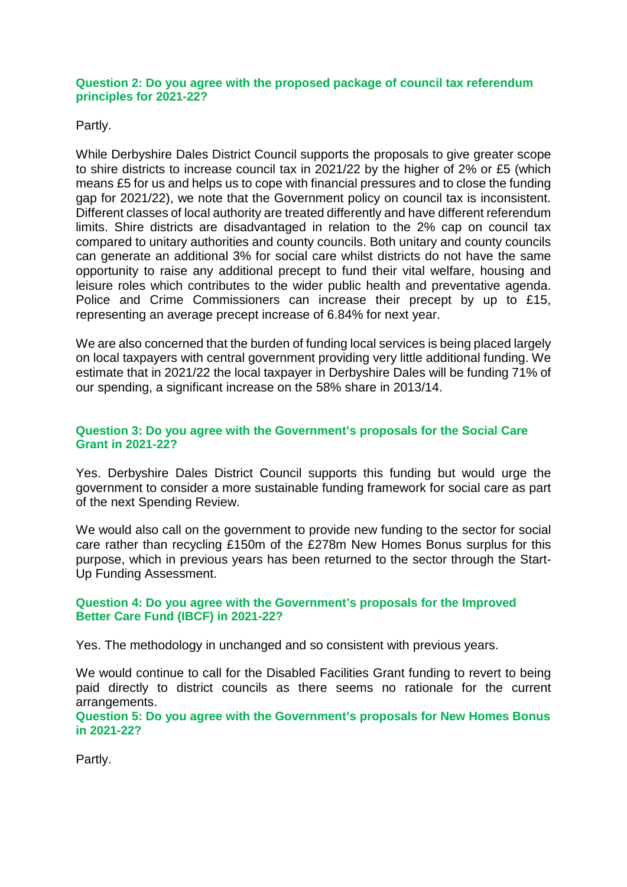**Question 2: Do you agree with the proposed package of council tax referendum principles for 2021-22?**

Partly.

While Derbyshire Dales District Council supports the proposals to give greater scope to shire districts to increase council tax in 2021/22 by the higher of 2% or £5 (which means £5 for us and helps us to cope with financial pressures and to close the funding gap for 2021/22), we note that the Government policy on council tax is inconsistent. Different classes of local authority are treated differently and have different referendum limits. Shire districts are disadvantaged in relation to the 2% cap on council tax compared to unitary authorities and county councils. Both unitary and county councils can generate an additional 3% for social care whilst districts do not have the same opportunity to raise any additional precept to fund their vital welfare, housing and leisure roles which contributes to the wider public health and preventative agenda. Police and Crime Commissioners can increase their precept by up to £15, representing an average precept increase of 6.84% for next year.

We are also concerned that the burden of funding local services is being placed largely on local taxpayers with central government providing very little additional funding. We estimate that in 2021/22 the local taxpayer in Derbyshire Dales will be funding 71% of our spending, a significant increase on the 58% share in 2013/14.

**Question 3: Do you agree with the Government's proposals for the Social Care Grant in 2021-22?**

Yes. Derbyshire Dales District Council supports this funding but would urge the government to consider a more sustainable funding framework for social care as part of the next Spending Review.

We would also call on the government to provide new funding to the sector for social care rather than recycling £150m of the £278m New Homes Bonus surplus for this purpose, which in previous years has been returned to the sector through the Start-Up Funding Assessment.

**Question 4: Do you agree with the Government's proposals for the Improved Better Care Fund (IBCF) in 2021-22?**

Yes. The methodology in unchanged and so consistent with previous years.

We would continue to call for the Disabled Facilities Grant funding to revert to being paid directly to district councils as there seems no rationale for the current arrangements.

**Question 5: Do you agree with the Government's proposals for New Homes Bonus in 2021-22?**

Partly.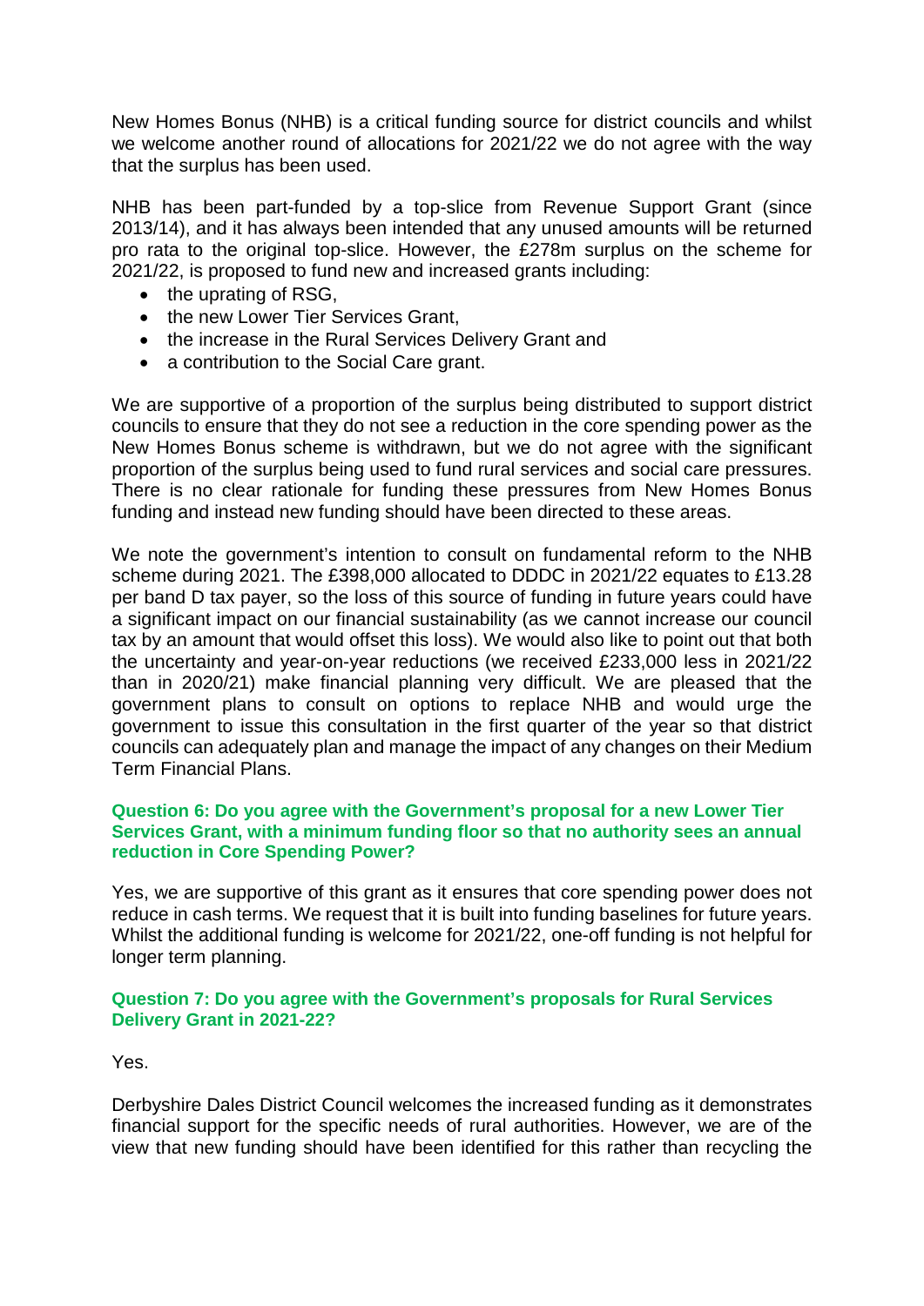New Homes Bonus (NHB) is a critical funding source for district councils and whilst we welcome another round of allocations for 2021/22 we do not agree with the way that the surplus has been used.

NHB has been part-funded by a top-slice from Revenue Support Grant (since 2013/14), and it has always been intended that any unused amounts will be returned pro rata to the original top-slice. However, the £278m surplus on the scheme for 2021/22, is proposed to fund new and increased grants including:

- the uprating of RSG,
- the new Lower Tier Services Grant,
- the increase in the Rural Services Delivery Grant and
- a contribution to the Social Care grant.

We are supportive of a proportion of the surplus being distributed to support district councils to ensure that they do not see a reduction in the core spending power as the New Homes Bonus scheme is withdrawn, but we do not agree with the significant proportion of the surplus being used to fund rural services and social care pressures. There is no clear rationale for funding these pressures from New Homes Bonus funding and instead new funding should have been directed to these areas.

We note the government's intention to consult on fundamental reform to the NHB scheme during 2021. The £398,000 allocated to DDDC in 2021/22 equates to £13.28 per band D tax payer, so the loss of this source of funding in future years could have a significant impact on our financial sustainability (as we cannot increase our council tax by an amount that would offset this loss). We would also like to point out that both the uncertainty and year-on-year reductions (we received £233,000 less in 2021/22 than in 2020/21) make financial planning very difficult. We are pleased that the government plans to consult on options to replace NHB and would urge the government to issue this consultation in the first quarter of the year so that district councils can adequately plan and manage the impact of any changes on their Medium Term Financial Plans.

**Question 6: Do you agree with the Government's proposal for a new Lower Tier Services Grant, with a minimum funding floor so that no authority sees an annual reduction in Core Spending Power?**

Yes, we are supportive of this grant as it ensures that core spending power does not reduce in cash terms. We request that it is built into funding baselines for future years. Whilst the additional funding is welcome for 2021/22, one-off funding is not helpful for longer term planning.

**Question 7: Do you agree with the Government's proposals for Rural Services Delivery Grant in 2021-22?**

Yes.

Derbyshire Dales District Council welcomes the increased funding as it demonstrates financial support for the specific needs of rural authorities. However, we are of the view that new funding should have been identified for this rather than recycling the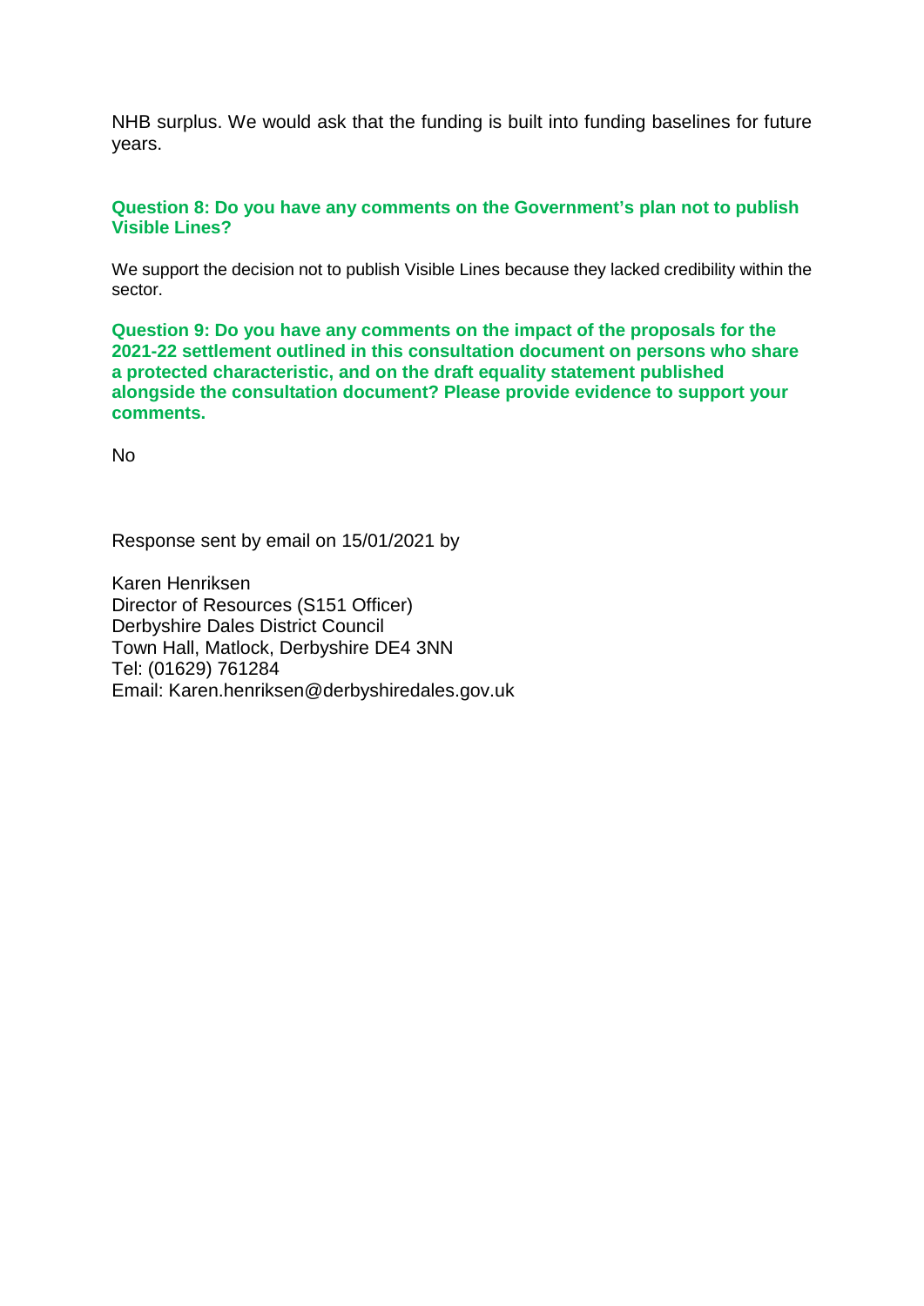NHB surplus. We would ask that the funding is built into funding baselines for future years.

**Question 8: Do you have any comments on the Government's plan not to publish Visible Lines?**

We support the decision not to publish Visible Lines because they lacked credibility within the sector.

**Question 9: Do you have any comments on the impact of the proposals for the 2021-22 settlement outlined in this consultation document on persons who share a protected characteristic, and on the draft equality statement published alongside the consultation document? Please provide evidence to support your comments.**

No

Response sent by email on 15/01/2021 by

Karen Henriksen  
Director of Resources (S151 Officer)  
Derbyshire Dales District Council  
Town Hall, Matlock, Derbyshire DE4 3NN  
Tel: (01629) 761284  
Email: Karen.henriksen@derbyshiredales.gov.uk